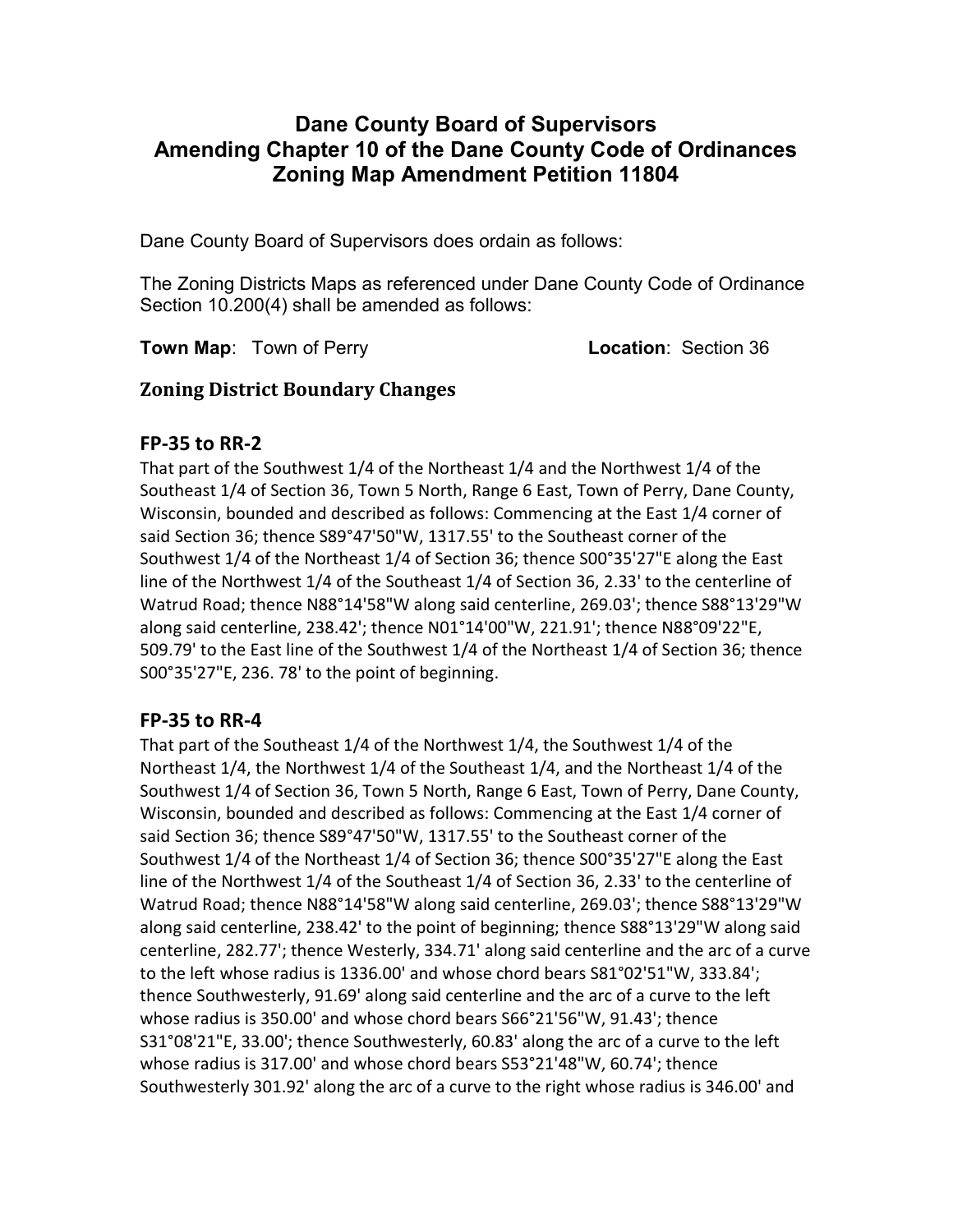# Dane County Board of Supervisors
# Amending Chapter 10 of the Dane County Code of Ordinances
# Zoning Map Amendment Petition 11804

Dane County Board of Supervisors does ordain as follows:

The Zoning Districts Maps as referenced under Dane County Code of Ordinance Section 10.200(4) shall be amended as follows:

**Town Map**: Town of Perry **Location**: Section 36

## Zoning District Boundary Changes

### FP-35 to RR-2

That part of the Southwest 1/4 of the Northeast 1/4 and the Northwest 1/4 of the Southeast 1/4 of Section 36, Town 5 North, Range 6 East, Town of Perry, Dane County, Wisconsin, bounded and described as follows: Commencing at the East 1/4 corner of said Section 36; thence S89°47'50"W, 1317.55' to the Southeast corner of the Southwest 1/4 of the Northeast 1/4 of Section 36; thence S00°35'27"E along the East line of the Northwest 1/4 of the Southeast 1/4 of Section 36, 2.33' to the centerline of Watrud Road; thence N88°14'58"W along said centerline, 269.03'; thence S88°13'29"W along said centerline, 238.42'; thence N01°14'00"W, 221.91'; thence N88°09'22"E, 509.79' to the East line of the Southwest 1/4 of the Northeast 1/4 of Section 36; thence S00°35'27"E, 236. 78' to the point of beginning.

### FP-35 to RR-4

That part of the Southeast 1/4 of the Northwest 1/4, the Southwest 1/4 of the Northeast 1/4, the Northwest 1/4 of the Southeast 1/4, and the Northeast 1/4 of the Southwest 1/4 of Section 36, Town 5 North, Range 6 East, Town of Perry, Dane County, Wisconsin, bounded and described as follows: Commencing at the East 1/4 corner of said Section 36; thence S89°47'50"W, 1317.55' to the Southeast corner of the Southwest 1/4 of the Northeast 1/4 of Section 36; thence S00°35'27"E along the East line of the Northwest 1/4 of the Southeast 1/4 of Section 36, 2.33' to the centerline of Watrud Road; thence N88°14'58"W along said centerline, 269.03'; thence S88°13'29"W along said centerline, 238.42' to the point of beginning; thence S88°13'29"W along said centerline, 282.77'; thence Westerly, 334.71' along said centerline and the arc of a curve to the left whose radius is 1336.00' and whose chord bears S81°02'51"W, 333.84'; thence Southwesterly, 91.69' along said centerline and the arc of a curve to the left whose radius is 350.00' and whose chord bears S66°21'56"W, 91.43'; thence S31°08'21"E, 33.00'; thence Southwesterly, 60.83' along the arc of a curve to the left whose radius is 317.00' and whose chord bears S53°21'48"W, 60.74'; thence Southwesterly 301.92' along the arc of a curve to the right whose radius is 346.00' and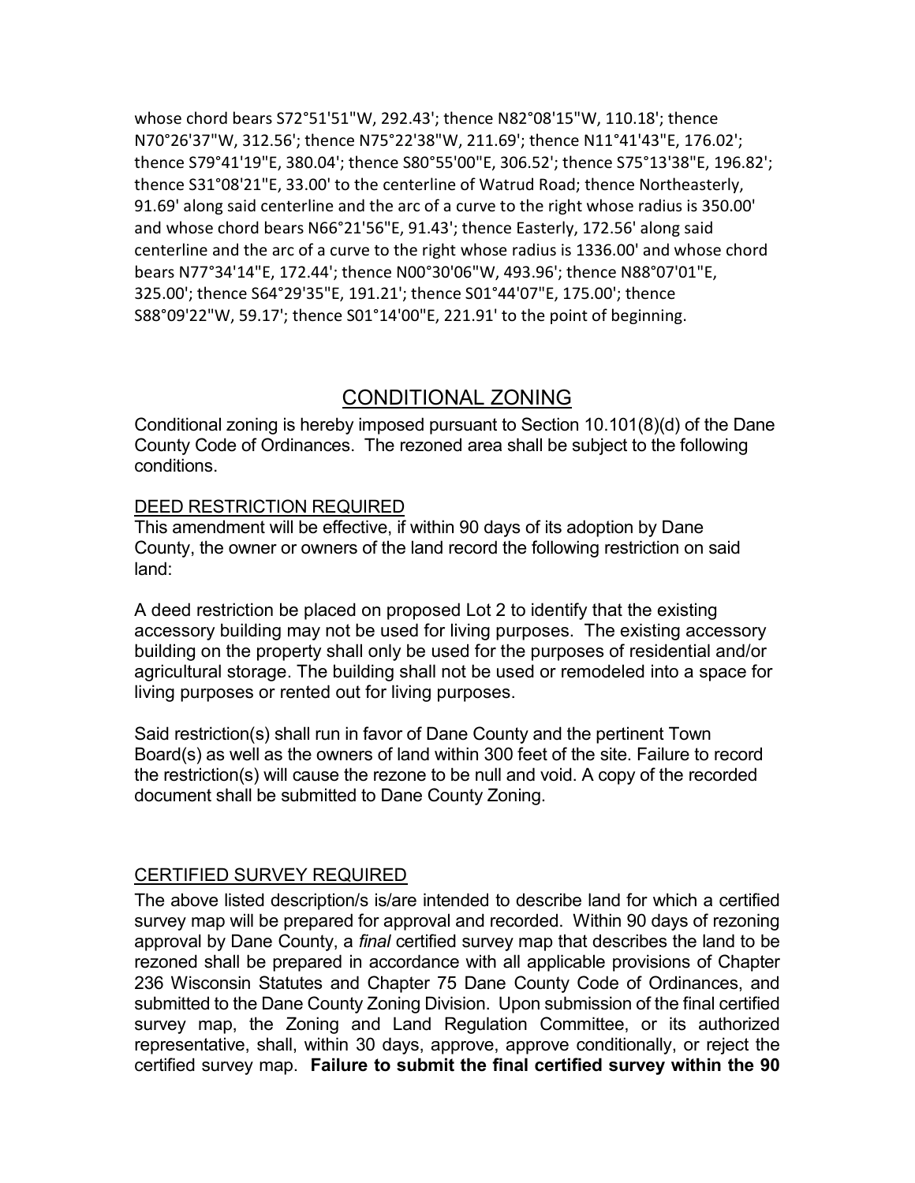whose chord bears S72°51'51"W, 292.43'; thence N82°08'15"W, 110.18'; thence N70°26'37"W, 312.56'; thence N75°22'38"W, 211.69'; thence N11°41'43"E, 176.02'; thence S79°41'19"E, 380.04'; thence S80°55'00"E, 306.52'; thence S75°13'38"E, 196.82'; thence S31°08'21"E, 33.00' to the centerline of Watrud Road; thence Northeasterly, 91.69' along said centerline and the arc of a curve to the right whose radius is 350.00' and whose chord bears N66°21'56"E, 91.43'; thence Easterly, 172.56' along said centerline and the arc of a curve to the right whose radius is 1336.00' and whose chord bears N77°34'14"E, 172.44'; thence N00°30'06"W, 493.96'; thence N88°07'01"E, 325.00'; thence S64°29'35"E, 191.21'; thence S01°44'07"E, 175.00'; thence S88°09'22"W, 59.17'; thence S01°14'00"E, 221.91' to the point of beginning.

## CONDITIONAL ZONING

Conditional zoning is hereby imposed pursuant to Section 10.101(8)(d) of the Dane County Code of Ordinances. The rezoned area shall be subject to the following conditions.

### DEED RESTRICTION REQUIRED

This amendment will be effective, if within 90 days of its adoption by Dane County, the owner or owners of the land record the following restriction on said land:

A deed restriction be placed on proposed Lot 2 to identify that the existing accessory building may not be used for living purposes. The existing accessory building on the property shall only be used for the purposes of residential and/or agricultural storage. The building shall not be used or remodeled into a space for living purposes or rented out for living purposes.

Said restriction(s) shall run in favor of Dane County and the pertinent Town Board(s) as well as the owners of land within 300 feet of the site. Failure to record the restriction(s) will cause the rezone to be null and void. A copy of the recorded document shall be submitted to Dane County Zoning.

### CERTIFIED SURVEY REQUIRED

The above listed description/s is/are intended to describe land for which a certified survey map will be prepared for approval and recorded. Within 90 days of rezoning approval by Dane County, a *final* certified survey map that describes the land to be rezoned shall be prepared in accordance with all applicable provisions of Chapter 236 Wisconsin Statutes and Chapter 75 Dane County Code of Ordinances, and submitted to the Dane County Zoning Division. Upon submission of the final certified survey map, the Zoning and Land Regulation Committee, or its authorized representative, shall, within 30 days, approve, approve conditionally, or reject the certified survey map. **Failure to submit the final certified survey within the 90**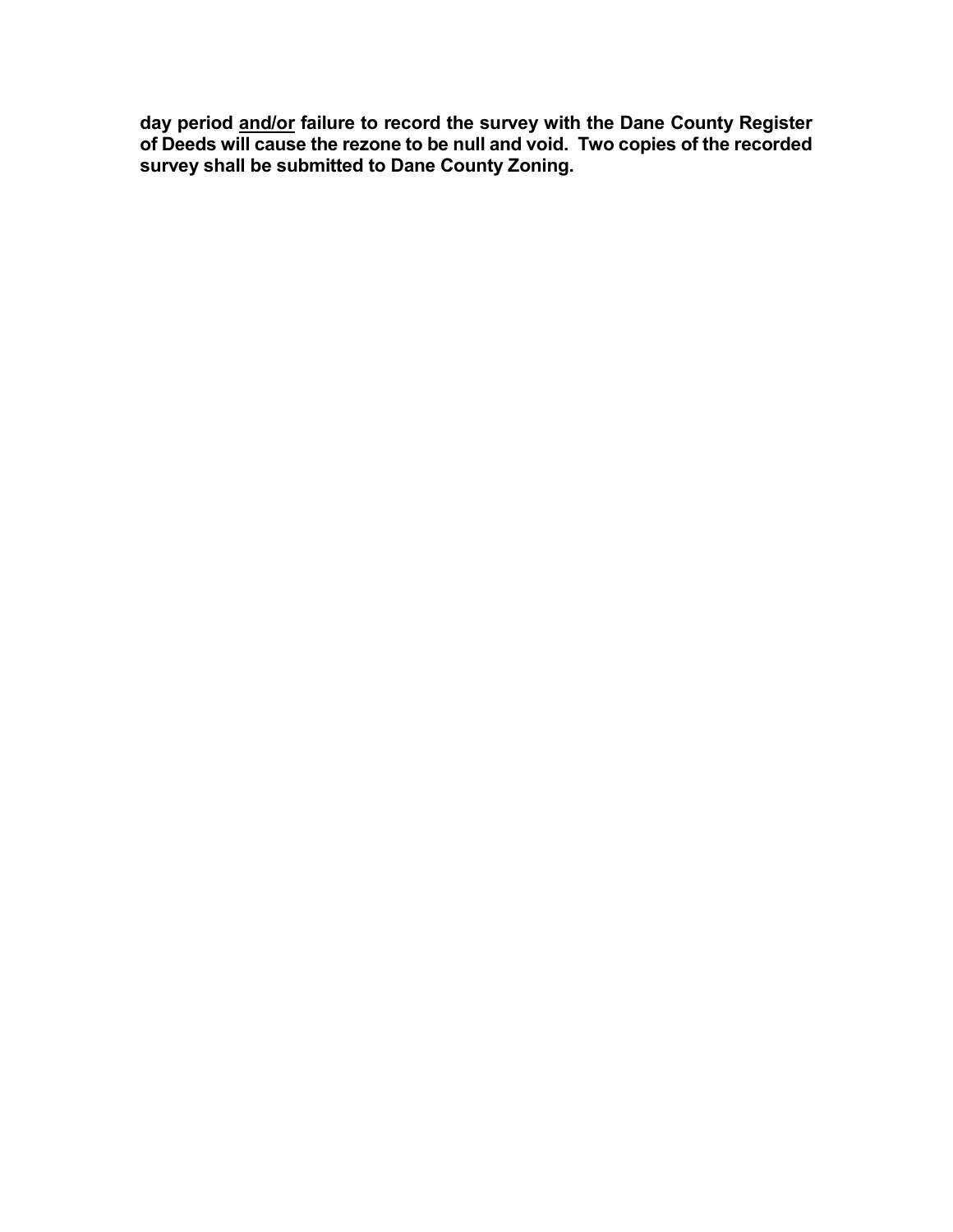**day period <u>and/or</u> failure to record the survey with the Dane County Register of Deeds will cause the rezone to be null and void. Two copies of the recorded survey shall be submitted to Dane County Zoning.**